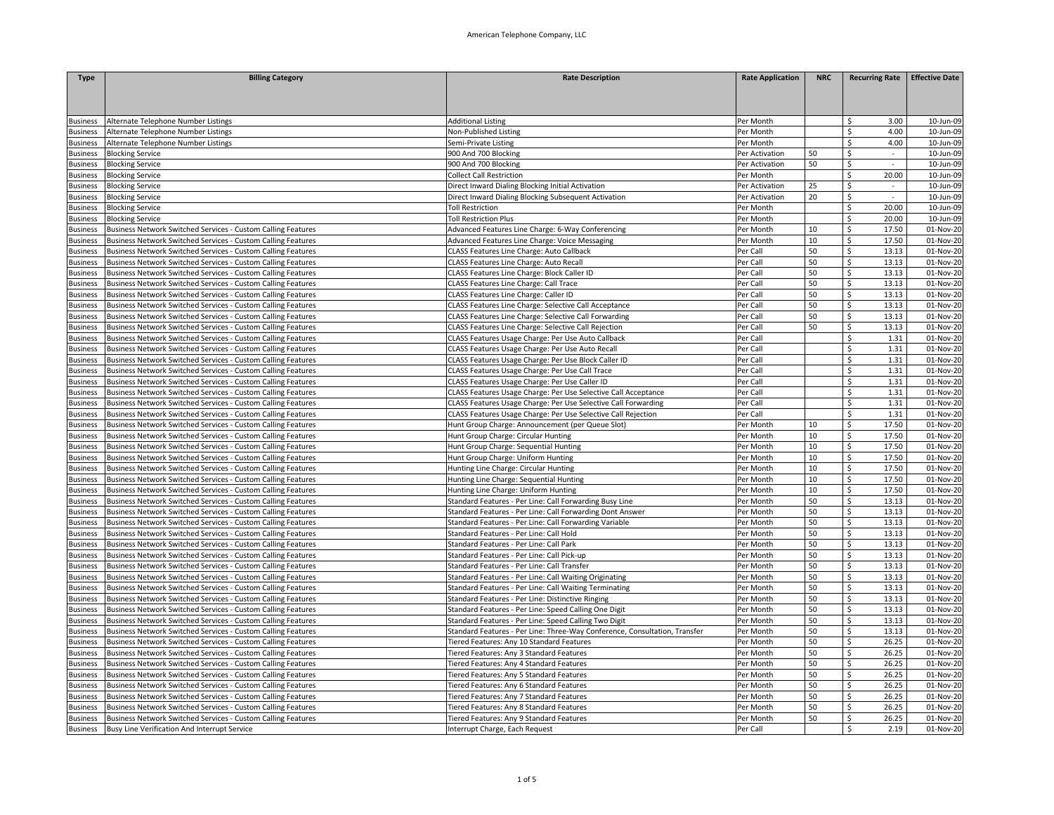American Telephone Company, LLC

| Type | Billing Category | Rate Description | Rate Application | NRC | Recurring Rate | Effective Date |
|---|---|---|---|---|---|---|
| Business | Alternate Telephone Number Listings | Additional Listing | Per Month | | $ 3.00 | 10-Jun-09 |
| Business | Alternate Telephone Number Listings | Non-Published Listing | Per Month | | $ 4.00 | 10-Jun-09 |
| Business | Alternate Telephone Number Listings | Semi-Private Listing | Per Month | | $ 4.00 | 10-Jun-09 |
| Business | Blocking Service | 900 And 700 Blocking | Per Activation | 50 | $ - | 10-Jun-09 |
| Business | Blocking Service | 900 And 700 Blocking | Per Activation | 50 | $ - | 10-Jun-09 |
| Business | Blocking Service | Collect Call Restriction | Per Month | | $ 20.00 | 10-Jun-09 |
| Business | Blocking Service | Direct Inward Dialing Blocking Initial Activation | Per Activation | 25 | $ - | 10-Jun-09 |
| Business | Blocking Service | Direct Inward Dialing Blocking Subsequent Activation | Per Activation | 20 | $ - | 10-Jun-09 |
| Business | Blocking Service | Toll Restriction | Per Month | | $ 20.00 | 10-Jun-09 |
| Business | Blocking Service | Toll Restriction Plus | Per Month | | $ 20.00 | 10-Jun-09 |
| Business | Business Network Switched Services - Custom Calling Features | Advanced Features Line Charge: 6-Way Conferencing | Per Month | 10 | $ 17.50 | 01-Nov-20 |
| Business | Business Network Switched Services - Custom Calling Features | Advanced Features Line Charge: Voice Messaging | Per Month | 10 | $ 17.50 | 01-Nov-20 |
| Business | Business Network Switched Services - Custom Calling Features | CLASS Features Line Charge: Auto Callback | Per Call | 50 | $ 13.13 | 01-Nov-20 |
| Business | Business Network Switched Services - Custom Calling Features | CLASS Features Line Charge: Auto Recall | Per Call | 50 | $ 13.13 | 01-Nov-20 |
| Business | Business Network Switched Services - Custom Calling Features | CLASS Features Line Charge: Block Caller ID | Per Call | 50 | $ 13.13 | 01-Nov-20 |
| Business | Business Network Switched Services - Custom Calling Features | CLASS Features Line Charge: Call Trace | Per Call | 50 | $ 13.13 | 01-Nov-20 |
| Business | Business Network Switched Services - Custom Calling Features | CLASS Features Line Charge: Caller ID | Per Call | 50 | $ 13.13 | 01-Nov-20 |
| Business | Business Network Switched Services - Custom Calling Features | CLASS Features Line Charge: Selective Call Acceptance | Per Call | 50 | $ 13.13 | 01-Nov-20 |
| Business | Business Network Switched Services - Custom Calling Features | CLASS Features Line Charge: Selective Call Forwarding | Per Call | 50 | $ 13.13 | 01-Nov-20 |
| Business | Business Network Switched Services - Custom Calling Features | CLASS Features Line Charge: Selective Call Rejection | Per Call | 50 | $ 13.13 | 01-Nov-20 |
| Business | Business Network Switched Services - Custom Calling Features | CLASS Features Usage Charge: Per Use Auto Callback | Per Call | | $ 1.31 | 01-Nov-20 |
| Business | Business Network Switched Services - Custom Calling Features | CLASS Features Usage Charge: Per Use Auto Recall | Per Call | | $ 1.31 | 01-Nov-20 |
| Business | Business Network Switched Services - Custom Calling Features | CLASS Features Usage Charge: Per Use Block Caller ID | Per Call | | $ 1.31 | 01-Nov-20 |
| Business | Business Network Switched Services - Custom Calling Features | CLASS Features Usage Charge: Per Use Call Trace | Per Call | | $ 1.31 | 01-Nov-20 |
| Business | Business Network Switched Services - Custom Calling Features | CLASS Features Usage Charge: Per Use Caller ID | Per Call | | $ 1.31 | 01-Nov-20 |
| Business | Business Network Switched Services - Custom Calling Features | CLASS Features Usage Charge: Per Use Selective Call Acceptance | Per Call | | $ 1.31 | 01-Nov-20 |
| Business | Business Network Switched Services - Custom Calling Features | CLASS Features Usage Charge: Per Use Selective Call Forwarding | Per Call | | $ 1.31 | 01-Nov-20 |
| Business | Business Network Switched Services - Custom Calling Features | CLASS Features Usage Charge: Per Use Selective Call Rejection | Per Call | | $ 1.31 | 01-Nov-20 |
| Business | Business Network Switched Services - Custom Calling Features | Hunt Group Charge: Announcement (per Queue Slot) | Per Month | 10 | $ 17.50 | 01-Nov-20 |
| Business | Business Network Switched Services - Custom Calling Features | Hunt Group Charge: Circular Hunting | Per Month | 10 | $ 17.50 | 01-Nov-20 |
| Business | Business Network Switched Services - Custom Calling Features | Hunt Group Charge: Sequential Hunting | Per Month | 10 | $ 17.50 | 01-Nov-20 |
| Business | Business Network Switched Services - Custom Calling Features | Hunt Group Charge: Uniform Hunting | Per Month | 10 | $ 17.50 | 01-Nov-20 |
| Business | Business Network Switched Services - Custom Calling Features | Hunting Line Charge: Circular Hunting | Per Month | 10 | $ 17.50 | 01-Nov-20 |
| Business | Business Network Switched Services - Custom Calling Features | Hunting Line Charge: Sequential Hunting | Per Month | 10 | $ 17.50 | 01-Nov-20 |
| Business | Business Network Switched Services - Custom Calling Features | Hunting Line Charge: Uniform Hunting | Per Month | 10 | $ 17.50 | 01-Nov-20 |
| Business | Business Network Switched Services - Custom Calling Features | Standard Features - Per Line: Call Forwarding Busy Line | Per Month | 50 | $ 13.13 | 01-Nov-20 |
| Business | Business Network Switched Services - Custom Calling Features | Standard Features - Per Line: Call Forwarding Dont Answer | Per Month | 50 | $ 13.13 | 01-Nov-20 |
| Business | Business Network Switched Services - Custom Calling Features | Standard Features - Per Line: Call Forwarding Variable | Per Month | 50 | $ 13.13 | 01-Nov-20 |
| Business | Business Network Switched Services - Custom Calling Features | Standard Features - Per Line: Call Hold | Per Month | 50 | $ 13.13 | 01-Nov-20 |
| Business | Business Network Switched Services - Custom Calling Features | Standard Features - Per Line: Call Park | Per Month | 50 | $ 13.13 | 01-Nov-20 |
| Business | Business Network Switched Services - Custom Calling Features | Standard Features - Per Line: Call Pick-up | Per Month | 50 | $ 13.13 | 01-Nov-20 |
| Business | Business Network Switched Services - Custom Calling Features | Standard Features - Per Line: Call Transfer | Per Month | 50 | $ 13.13 | 01-Nov-20 |
| Business | Business Network Switched Services - Custom Calling Features | Standard Features - Per Line: Call Waiting Originating | Per Month | 50 | $ 13.13 | 01-Nov-20 |
| Business | Business Network Switched Services - Custom Calling Features | Standard Features - Per Line: Call Waiting Terminating | Per Month | 50 | $ 13.13 | 01-Nov-20 |
| Business | Business Network Switched Services - Custom Calling Features | Standard Features - Per Line: Distinctive Ringing | Per Month | 50 | $ 13.13 | 01-Nov-20 |
| Business | Business Network Switched Services - Custom Calling Features | Standard Features - Per Line: Speed Calling One Digit | Per Month | 50 | $ 13.13 | 01-Nov-20 |
| Business | Business Network Switched Services - Custom Calling Features | Standard Features - Per Line: Speed Calling Two Digit | Per Month | 50 | $ 13.13 | 01-Nov-20 |
| Business | Business Network Switched Services - Custom Calling Features | Standard Features - Per Line: Three-Way Conference, Consultation, Transfer | Per Month | 50 | $ 13.13 | 01-Nov-20 |
| Business | Business Network Switched Services - Custom Calling Features | Tiered Features: Any 10 Standard Features | Per Month | 50 | $ 26.25 | 01-Nov-20 |
| Business | Business Network Switched Services - Custom Calling Features | Tiered Features: Any 3 Standard Features | Per Month | 50 | $ 26.25 | 01-Nov-20 |
| Business | Business Network Switched Services - Custom Calling Features | Tiered Features: Any 4 Standard Features | Per Month | 50 | $ 26.25 | 01-Nov-20 |
| Business | Business Network Switched Services - Custom Calling Features | Tiered Features: Any 5 Standard Features | Per Month | 50 | $ 26.25 | 01-Nov-20 |
| Business | Business Network Switched Services - Custom Calling Features | Tiered Features: Any 6 Standard Features | Per Month | 50 | $ 26.25 | 01-Nov-20 |
| Business | Business Network Switched Services - Custom Calling Features | Tiered Features: Any 7 Standard Features | Per Month | 50 | $ 26.25 | 01-Nov-20 |
| Business | Business Network Switched Services - Custom Calling Features | Tiered Features: Any 8 Standard Features | Per Month | 50 | $ 26.25 | 01-Nov-20 |
| Business | Business Network Switched Services - Custom Calling Features | Tiered Features: Any 9 Standard Features | Per Month | 50 | $ 26.25 | 01-Nov-20 |
| Business | Busy Line Verification And Interrupt Service | Interrupt Charge, Each Request | Per Call | | $ 2.19 | 01-Nov-20 |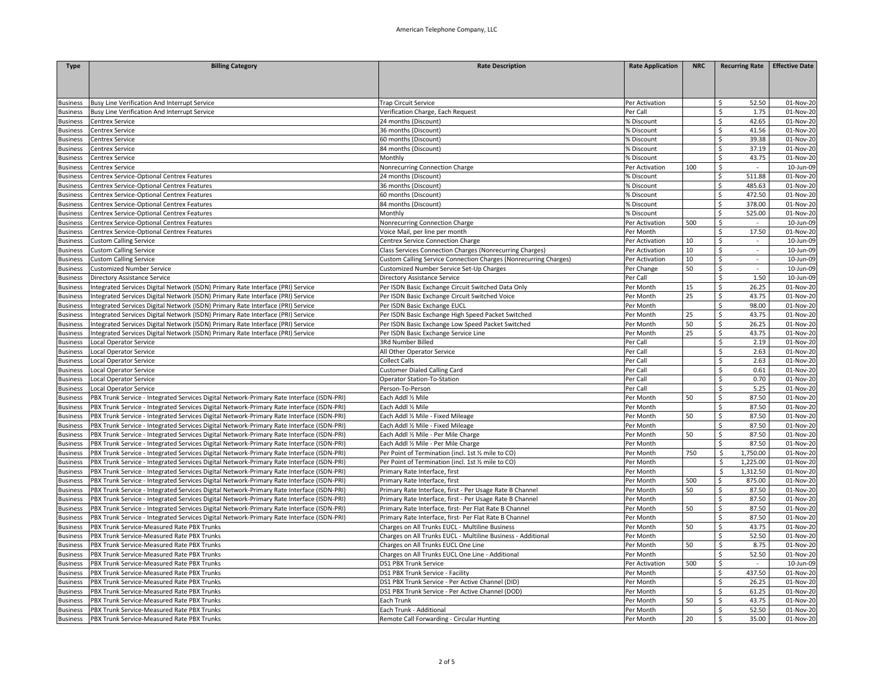American Telephone Company, LLC

| Type | Billing Category | Rate Description | Rate Application | NRC | Recurring Rate | Effective Date |
|---|---|---|---|---|---|---|
| Business | Busy Line Verification And Interrupt Service | Trap Circuit Service | Per Activation | | $ 52.50 | 01-Nov-20 |
| Business | Busy Line Verification And Interrupt Service | Verification Charge, Each Request | Per Call | | $ 1.75 | 01-Nov-20 |
| Business | Centrex Service | 24 months (Discount) | % Discount | | $ 42.65 | 01-Nov-20 |
| Business | Centrex Service | 36 months (Discount) | % Discount | | $ 41.56 | 01-Nov-20 |
| Business | Centrex Service | 60 months (Discount) | % Discount | | $ 39.38 | 01-Nov-20 |
| Business | Centrex Service | 84 months (Discount) | % Discount | | $ 37.19 | 01-Nov-20 |
| Business | Centrex Service | Monthly | % Discount | | $ 43.75 | 01-Nov-20 |
| Business | Centrex Service | Nonrecurring Connection Charge | Per Activation | 100 | $ - | 10-Jun-09 |
| Business | Centrex Service-Optional Centrex Features | 24 months (Discount) | % Discount | | $ 511.88 | 01-Nov-20 |
| Business | Centrex Service-Optional Centrex Features | 36 months (Discount) | % Discount | | $ 485.63 | 01-Nov-20 |
| Business | Centrex Service-Optional Centrex Features | 60 months (Discount) | % Discount | | $ 472.50 | 01-Nov-20 |
| Business | Centrex Service-Optional Centrex Features | 84 months (Discount) | % Discount | | $ 378.00 | 01-Nov-20 |
| Business | Centrex Service-Optional Centrex Features | Monthly | % Discount | | $ 525.00 | 01-Nov-20 |
| Business | Centrex Service-Optional Centrex Features | Nonrecurring Connection Charge | Per Activation | 500 | $ - | 10-Jun-09 |
| Business | Centrex Service-Optional Centrex Features | Voice Mail, per line per month | Per Month | | $ 17.50 | 01-Nov-20 |
| Business | Custom Calling Service | Centrex Service Connection Charge | Per Activation | 10 | $ - | 10-Jun-09 |
| Business | Custom Calling Service | Class Services Connection Charges (Nonrecurring Charges) | Per Activation | 10 | $ - | 10-Jun-09 |
| Business | Custom Calling Service | Custom Calling Service Connection Charges (Nonrecurring Charges) | Per Activation | 10 | $ - | 10-Jun-09 |
| Business | Customized Number Service | Customized Number Service Set-Up Charges | Per Change | 50 | $ - | 10-Jun-09 |
| Business | Directory Assistance Service | Directory Assistance Service | Per Call | | $ 1.50 | 10-Jun-09 |
| Business | Integrated Services Digital Network (ISDN) Primary Rate Interface (PRI) Service | Per ISDN Basic Exchange Circuit Switched Data Only | Per Month | 15 | $ 26.25 | 01-Nov-20 |
| Business | Integrated Services Digital Network (ISDN) Primary Rate Interface (PRI) Service | Per ISDN Basic Exchange Circuit Switched Voice | Per Month | 25 | $ 43.75 | 01-Nov-20 |
| Business | Integrated Services Digital Network (ISDN) Primary Rate Interface (PRI) Service | Per ISDN Basic Exchange EUCL | Per Month | | $ 98.00 | 01-Nov-20 |
| Business | Integrated Services Digital Network (ISDN) Primary Rate Interface (PRI) Service | Per ISDN Basic Exchange High Speed Packet Switched | Per Month | 25 | $ 43.75 | 01-Nov-20 |
| Business | Integrated Services Digital Network (ISDN) Primary Rate Interface (PRI) Service | Per ISDN Basic Exchange Low Speed Packet Switched | Per Month | 50 | $ 26.25 | 01-Nov-20 |
| Business | Integrated Services Digital Network (ISDN) Primary Rate Interface (PRI) Service | Per ISDN Basic Exchange Service Line | Per Month | 25 | $ 43.75 | 01-Nov-20 |
| Business | Local Operator Service | 3Rd Number Billed | Per Call | | $ 2.19 | 01-Nov-20 |
| Business | Local Operator Service | All Other Operator Service | Per Call | | $ 2.63 | 01-Nov-20 |
| Business | Local Operator Service | Collect Calls | Per Call | | $ 2.63 | 01-Nov-20 |
| Business | Local Operator Service | Customer Dialed Calling Card | Per Call | | $ 0.61 | 01-Nov-20 |
| Business | Local Operator Service | Operator Station-To-Station | Per Call | | $ 0.70 | 01-Nov-20 |
| Business | Local Operator Service | Person-To-Person | Per Call | | $ 5.25 | 01-Nov-20 |
| Business | PBX Trunk Service - Integrated Services Digital Network-Primary Rate Interface (ISDN-PRI) | Each Addl ½ Mile | Per Month | 50 | $ 87.50 | 01-Nov-20 |
| Business | PBX Trunk Service - Integrated Services Digital Network-Primary Rate Interface (ISDN-PRI) | Each Addl ½ Mile | Per Month | | $ 87.50 | 01-Nov-20 |
| Business | PBX Trunk Service - Integrated Services Digital Network-Primary Rate Interface (ISDN-PRI) | Each Addl ½ Mile - Fixed Mileage | Per Month | 50 | $ 87.50 | 01-Nov-20 |
| Business | PBX Trunk Service - Integrated Services Digital Network-Primary Rate Interface (ISDN-PRI) | Each Addl ½ Mile - Fixed Mileage | Per Month | | $ 87.50 | 01-Nov-20 |
| Business | PBX Trunk Service - Integrated Services Digital Network-Primary Rate Interface (ISDN-PRI) | Each Addl ½ Mile - Per Mile Charge | Per Month | 50 | $ 87.50 | 01-Nov-20 |
| Business | PBX Trunk Service - Integrated Services Digital Network-Primary Rate Interface (ISDN-PRI) | Each Addl ½ Mile - Per Mile Charge | Per Month | | $ 87.50 | 01-Nov-20 |
| Business | PBX Trunk Service - Integrated Services Digital Network-Primary Rate Interface (ISDN-PRI) | Per Point of Termination (incl. 1st ½ mile to CO) | Per Month | 750 | $ 1,750.00 | 01-Nov-20 |
| Business | PBX Trunk Service - Integrated Services Digital Network-Primary Rate Interface (ISDN-PRI) | Per Point of Termination (incl. 1st ½ mile to CO) | Per Month | | $ 1,225.00 | 01-Nov-20 |
| Business | PBX Trunk Service - Integrated Services Digital Network-Primary Rate Interface (ISDN-PRI) | Primary Rate Interface, first | Per Month | | $ 1,312.50 | 01-Nov-20 |
| Business | PBX Trunk Service - Integrated Services Digital Network-Primary Rate Interface (ISDN-PRI) | Primary Rate Interface, first | Per Month | 500 | $ 875.00 | 01-Nov-20 |
| Business | PBX Trunk Service - Integrated Services Digital Network-Primary Rate Interface (ISDN-PRI) | Primary Rate Interface, first - Per Usage Rate B Channel | Per Month | 50 | $ 87.50 | 01-Nov-20 |
| Business | PBX Trunk Service - Integrated Services Digital Network-Primary Rate Interface (ISDN-PRI) | Primary Rate Interface, first - Per Usage Rate B Channel | Per Month | | $ 87.50 | 01-Nov-20 |
| Business | PBX Trunk Service - Integrated Services Digital Network-Primary Rate Interface (ISDN-PRI) | Primary Rate Interface, first- Per Flat Rate B Channel | Per Month | 50 | $ 87.50 | 01-Nov-20 |
| Business | PBX Trunk Service - Integrated Services Digital Network-Primary Rate Interface (ISDN-PRI) | Primary Rate Interface, first- Per Flat Rate B Channel | Per Month | | $ 87.50 | 01-Nov-20 |
| Business | PBX Trunk Service-Measured Rate PBX Trunks | Charges on All Trunks EUCL - Multiline Business | Per Month | 50 | $ 43.75 | 01-Nov-20 |
| Business | PBX Trunk Service-Measured Rate PBX Trunks | Charges on All Trunks EUCL - Multiline Business - Additional | Per Month | | $ 52.50 | 01-Nov-20 |
| Business | PBX Trunk Service-Measured Rate PBX Trunks | Charges on All Trunks EUCL One Line | Per Month | 50 | $ 8.75 | 01-Nov-20 |
| Business | PBX Trunk Service-Measured Rate PBX Trunks | Charges on All Trunks EUCL One Line - Additional | Per Month | | $ 52.50 | 01-Nov-20 |
| Business | PBX Trunk Service-Measured Rate PBX Trunks | DS1 PBX Trunk Service | Per Activation | 500 | $ - | 10-Jun-09 |
| Business | PBX Trunk Service-Measured Rate PBX Trunks | DS1 PBX Trunk Service - Facility | Per Month | | $ 437.50 | 01-Nov-20 |
| Business | PBX Trunk Service-Measured Rate PBX Trunks | DS1 PBX Trunk Service - Per Active Channel (DID) | Per Month | | $ 26.25 | 01-Nov-20 |
| Business | PBX Trunk Service-Measured Rate PBX Trunks | DS1 PBX Trunk Service - Per Active Channel (DOD) | Per Month | | $ 61.25 | 01-Nov-20 |
| Business | PBX Trunk Service-Measured Rate PBX Trunks | Each Trunk | Per Month | 50 | $ 43.75 | 01-Nov-20 |
| Business | PBX Trunk Service-Measured Rate PBX Trunks | Each Trunk - Additional | Per Month | | $ 52.50 | 01-Nov-20 |
| Business | PBX Trunk Service-Measured Rate PBX Trunks | Remote Call Forwarding - Circular Hunting | Per Month | 20 | $ 35.00 | 01-Nov-20 |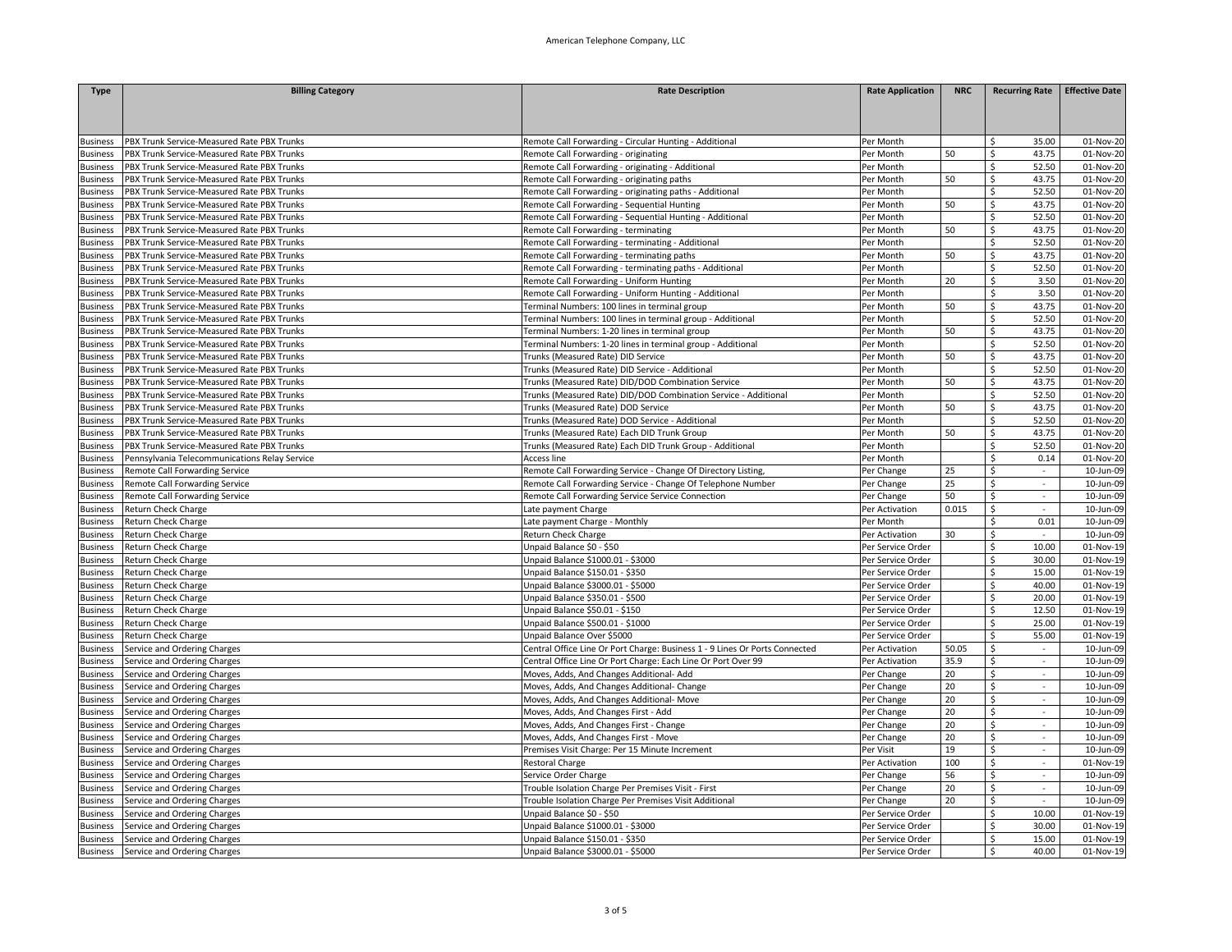| Type | Billing Category | Rate Description | Rate Application | NRC | Recurring Rate | Effective Date |
|---|---|---|---|---|---|---|
| Business | PBX Trunk Service-Measured Rate PBX Trunks | Remote Call Forwarding - Circular Hunting - Additional | Per Month | | $ 35.00 | 01-Nov-20 |
| Business | PBX Trunk Service-Measured Rate PBX Trunks | Remote Call Forwarding - originating | Per Month | 50 | $ 43.75 | 01-Nov-20 |
| Business | PBX Trunk Service-Measured Rate PBX Trunks | Remote Call Forwarding - originating - Additional | Per Month | | $ 52.50 | 01-Nov-20 |
| Business | PBX Trunk Service-Measured Rate PBX Trunks | Remote Call Forwarding - originating paths | Per Month | 50 | $ 43.75 | 01-Nov-20 |
| Business | PBX Trunk Service-Measured Rate PBX Trunks | Remote Call Forwarding - originating paths - Additional | Per Month | | $ 52.50 | 01-Nov-20 |
| Business | PBX Trunk Service-Measured Rate PBX Trunks | Remote Call Forwarding - Sequential Hunting | Per Month | 50 | $ 43.75 | 01-Nov-20 |
| Business | PBX Trunk Service-Measured Rate PBX Trunks | Remote Call Forwarding - Sequential Hunting - Additional | Per Month | | $ 52.50 | 01-Nov-20 |
| Business | PBX Trunk Service-Measured Rate PBX Trunks | Remote Call Forwarding - terminating | Per Month | 50 | $ 43.75 | 01-Nov-20 |
| Business | PBX Trunk Service-Measured Rate PBX Trunks | Remote Call Forwarding - terminating - Additional | Per Month | | $ 52.50 | 01-Nov-20 |
| Business | PBX Trunk Service-Measured Rate PBX Trunks | Remote Call Forwarding - terminating paths | Per Month | 50 | $ 43.75 | 01-Nov-20 |
| Business | PBX Trunk Service-Measured Rate PBX Trunks | Remote Call Forwarding - terminating paths - Additional | Per Month | | $ 52.50 | 01-Nov-20 |
| Business | PBX Trunk Service-Measured Rate PBX Trunks | Remote Call Forwarding - Uniform Hunting | Per Month | 20 | $ 3.50 | 01-Nov-20 |
| Business | PBX Trunk Service-Measured Rate PBX Trunks | Remote Call Forwarding - Uniform Hunting - Additional | Per Month | | $ 3.50 | 01-Nov-20 |
| Business | PBX Trunk Service-Measured Rate PBX Trunks | Terminal Numbers: 100 lines in terminal group | Per Month | 50 | $ 43.75 | 01-Nov-20 |
| Business | PBX Trunk Service-Measured Rate PBX Trunks | Terminal Numbers: 100 lines in terminal group - Additional | Per Month | | $ 52.50 | 01-Nov-20 |
| Business | PBX Trunk Service-Measured Rate PBX Trunks | Terminal Numbers: 1-20 lines in terminal group | Per Month | 50 | $ 43.75 | 01-Nov-20 |
| Business | PBX Trunk Service-Measured Rate PBX Trunks | Terminal Numbers: 1-20 lines in terminal group - Additional | Per Month | | $ 52.50 | 01-Nov-20 |
| Business | PBX Trunk Service-Measured Rate PBX Trunks | Trunks (Measured Rate) DID Service | Per Month | 50 | $ 43.75 | 01-Nov-20 |
| Business | PBX Trunk Service-Measured Rate PBX Trunks | Trunks (Measured Rate) DID Service - Additional | Per Month | | $ 52.50 | 01-Nov-20 |
| Business | PBX Trunk Service-Measured Rate PBX Trunks | Trunks (Measured Rate) DID/DOD Combination Service | Per Month | 50 | $ 43.75 | 01-Nov-20 |
| Business | PBX Trunk Service-Measured Rate PBX Trunks | Trunks (Measured Rate) DID/DOD Combination Service - Additional | Per Month | | $ 52.50 | 01-Nov-20 |
| Business | PBX Trunk Service-Measured Rate PBX Trunks | Trunks (Measured Rate) DOD Service | Per Month | 50 | $ 43.75 | 01-Nov-20 |
| Business | PBX Trunk Service-Measured Rate PBX Trunks | Trunks (Measured Rate) DOD Service - Additional | Per Month | | $ 52.50 | 01-Nov-20 |
| Business | PBX Trunk Service-Measured Rate PBX Trunks | Trunks (Measured Rate) Each DID Trunk Group | Per Month | 50 | $ 43.75 | 01-Nov-20 |
| Business | PBX Trunk Service-Measured Rate PBX Trunks | Trunks (Measured Rate) Each DID Trunk Group - Additional | Per Month | | $ 52.50 | 01-Nov-20 |
| Business | Pennsylvania Telecommunications Relay Service | Access line | Per Month | | $ 0.14 | 01-Nov-20 |
| Business | Remote Call Forwarding Service | Remote Call Forwarding Service - Change Of Directory Listing, | Per Change | 25 | $ - | 10-Jun-09 |
| Business | Remote Call Forwarding Service | Remote Call Forwarding Service - Change Of Telephone Number | Per Change | 25 | $ - | 10-Jun-09 |
| Business | Remote Call Forwarding Service | Remote Call Forwarding Service Service Connection | Per Change | 50 | $ - | 10-Jun-09 |
| Business | Return Check Charge | Late payment Charge | Per Activation | 0.015 | $ - | 10-Jun-09 |
| Business | Return Check Charge | Late payment Charge - Monthly | Per Month | | $ 0.01 | 10-Jun-09 |
| Business | Return Check Charge | Return Check Charge | Per Activation | 30 | $ - | 10-Jun-09 |
| Business | Return Check Charge | Unpaid Balance $0 - $50 | Per Service Order | | $ 10.00 | 01-Nov-19 |
| Business | Return Check Charge | Unpaid Balance $1000.01 - $3000 | Per Service Order | | $ 30.00 | 01-Nov-19 |
| Business | Return Check Charge | Unpaid Balance $150.01 - $350 | Per Service Order | | $ 15.00 | 01-Nov-19 |
| Business | Return Check Charge | Unpaid Balance $3000.01 - $5000 | Per Service Order | | $ 40.00 | 01-Nov-19 |
| Business | Return Check Charge | Unpaid Balance $350.01 - $500 | Per Service Order | | $ 20.00 | 01-Nov-19 |
| Business | Return Check Charge | Unpaid Balance $50.01 - $150 | Per Service Order | | $ 12.50 | 01-Nov-19 |
| Business | Return Check Charge | Unpaid Balance $500.01 - $1000 | Per Service Order | | $ 25.00 | 01-Nov-19 |
| Business | Return Check Charge | Unpaid Balance Over $5000 | Per Service Order | | $ 55.00 | 01-Nov-19 |
| Business | Service and Ordering Charges | Central Office Line Or Port Charge: Business 1 - 9 Lines Or Ports Connected | Per Activation | 50.05 | $ - | 10-Jun-09 |
| Business | Service and Ordering Charges | Central Office Line Or Port Charge: Each Line Or Port Over 99 | Per Activation | 35.9 | $ - | 10-Jun-09 |
| Business | Service and Ordering Charges | Moves, Adds, And Changes Additional- Add | Per Change | 20 | $ - | 10-Jun-09 |
| Business | Service and Ordering Charges | Moves, Adds, And Changes Additional- Change | Per Change | 20 | $ - | 10-Jun-09 |
| Business | Service and Ordering Charges | Moves, Adds, And Changes Additional- Move | Per Change | 20 | $ - | 10-Jun-09 |
| Business | Service and Ordering Charges | Moves, Adds, And Changes First - Add | Per Change | 20 | $ - | 10-Jun-09 |
| Business | Service and Ordering Charges | Moves, Adds, And Changes First - Change | Per Change | 20 | $ - | 10-Jun-09 |
| Business | Service and Ordering Charges | Moves, Adds, And Changes First - Move | Per Change | 20 | $ - | 10-Jun-09 |
| Business | Service and Ordering Charges | Premises Visit Charge: Per 15 Minute Increment | Per Visit | 19 | $ - | 10-Jun-09 |
| Business | Service and Ordering Charges | Restoral Charge | Per Activation | 100 | $ - | 01-Nov-19 |
| Business | Service and Ordering Charges | Service Order Charge | Per Change | 56 | $ - | 10-Jun-09 |
| Business | Service and Ordering Charges | Trouble Isolation Charge Per Premises Visit - First | Per Change | 20 | $ - | 10-Jun-09 |
| Business | Service and Ordering Charges | Trouble Isolation Charge Per Premises Visit Additional | Per Change | 20 | $ - | 10-Jun-09 |
| Business | Service and Ordering Charges | Unpaid Balance $0 - $50 | Per Service Order | | $ 10.00 | 01-Nov-19 |
| Business | Service and Ordering Charges | Unpaid Balance $1000.01 - $3000 | Per Service Order | | $ 30.00 | 01-Nov-19 |
| Business | Service and Ordering Charges | Unpaid Balance $150.01 - $350 | Per Service Order | | $ 15.00 | 01-Nov-19 |
| Business | Service and Ordering Charges | Unpaid Balance $3000.01 - $5000 | Per Service Order | | $ 40.00 | 01-Nov-19 |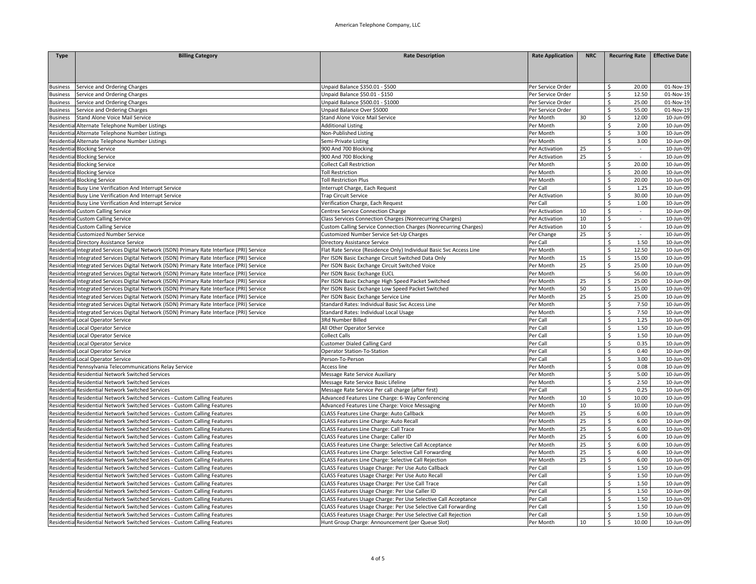American Telephone Company, LLC

| Type | Billing Category | Rate Description | Rate Application | NRC | Recurring Rate | Effective Date |
|---|---|---|---|---|---|---|
| Business | Service and Ordering Charges | Unpaid Balance $350.01 - $500 | Per Service Order | | $ 20.00 | 01-Nov-19 |
| Business | Service and Ordering Charges | Unpaid Balance $50.01 - $150 | Per Service Order | | $ 12.50 | 01-Nov-19 |
| Business | Service and Ordering Charges | Unpaid Balance $500.01 - $1000 | Per Service Order | | $ 25.00 | 01-Nov-19 |
| Business | Service and Ordering Charges | Unpaid Balance Over $5000 | Per Service Order | | $ 55.00 | 01-Nov-19 |
| Business | Stand Alone Voice Mail Service | Stand Alone Voice Mail Service | Per Month | 30 | $ 12.00 | 10-Jun-09 |
| Residential | Alternate Telephone Number Listings | Additional Listing | Per Month | | $ 2.00 | 10-Jun-09 |
| Residential | Alternate Telephone Number Listings | Non-Published Listing | Per Month | | $ 3.00 | 10-Jun-09 |
| Residential | Alternate Telephone Number Listings | Semi-Private Listing | Per Month | | $ 3.00 | 10-Jun-09 |
| Residential | Blocking Service | 900 And 700 Blocking | Per Activation | 25 | $ - | 10-Jun-09 |
| Residential | Blocking Service | 900 And 700 Blocking | Per Activation | 25 | $ - | 10-Jun-09 |
| Residential | Blocking Service | Collect Call Restriction | Per Month | | $ 20.00 | 10-Jun-09 |
| Residential | Blocking Service | Toll Restriction | Per Month | | $ 20.00 | 10-Jun-09 |
| Residential | Blocking Service | Toll Restriction Plus | Per Month | | $ 20.00 | 10-Jun-09 |
| Residential | Busy Line Verification And Interrupt Service | Interrupt Charge, Each Request | Per Call | | $ 1.25 | 10-Jun-09 |
| Residential | Busy Line Verification And Interrupt Service | Trap Circuit Service | Per Activation | | $ 30.00 | 10-Jun-09 |
| Residential | Busy Line Verification And Interrupt Service | Verification Charge, Each Request | Per Call | | $ 1.00 | 10-Jun-09 |
| Residential | Custom Calling Service | Centrex Service Connection Charge | Per Activation | 10 | $ - | 10-Jun-09 |
| Residential | Custom Calling Service | Class Services Connection Charges (Nonrecurring Charges) | Per Activation | 10 | $ - | 10-Jun-09 |
| Residential | Custom Calling Service | Custom Calling Service Connection Charges (Nonrecurring Charges) | Per Activation | 10 | $ - | 10-Jun-09 |
| Residential | Customized Number Service | Customized Number Service Set-Up Charges | Per Change | 25 | $ - | 10-Jun-09 |
| Residential | Directory Assistance Service | Directory Assistance Service | Per Call | | $ 1.50 | 10-Jun-09 |
| Residential | Integrated Services Digital Network (ISDN) Primary Rate Interface (PRI) Service | Flat Rate Service (Residence Only) Individual Basic Svc Access Line | Per Month | | $ 12.50 | 10-Jun-09 |
| Residential | Integrated Services Digital Network (ISDN) Primary Rate Interface (PRI) Service | Per ISDN Basic Exchange Circuit Switched Data Only | Per Month | 15 | $ 15.00 | 10-Jun-09 |
| Residential | Integrated Services Digital Network (ISDN) Primary Rate Interface (PRI) Service | Per ISDN Basic Exchange Circuit Switched Voice | Per Month | 25 | $ 25.00 | 10-Jun-09 |
| Residential | Integrated Services Digital Network (ISDN) Primary Rate Interface (PRI) Service | Per ISDN Basic Exchange EUCL | Per Month | | $ 56.00 | 10-Jun-09 |
| Residential | Integrated Services Digital Network (ISDN) Primary Rate Interface (PRI) Service | Per ISDN Basic Exchange High Speed Packet Switched | Per Month | 25 | $ 25.00 | 10-Jun-09 |
| Residential | Integrated Services Digital Network (ISDN) Primary Rate Interface (PRI) Service | Per ISDN Basic Exchange Low Speed Packet Switched | Per Month | 50 | $ 15.00 | 10-Jun-09 |
| Residential | Integrated Services Digital Network (ISDN) Primary Rate Interface (PRI) Service | Per ISDN Basic Exchange Service Line | Per Month | 25 | $ 25.00 | 10-Jun-09 |
| Residential | Integrated Services Digital Network (ISDN) Primary Rate Interface (PRI) Service | Standard Rates: Individual Basic Svc Access Line | Per Month | | $ 7.50 | 10-Jun-09 |
| Residential | Integrated Services Digital Network (ISDN) Primary Rate Interface (PRI) Service | Standard Rates: Individual Local Usage | Per Month | | $ 7.50 | 10-Jun-09 |
| Residential | Local Operator Service | 3Rd Number Billed | Per Call | | $ 1.25 | 10-Jun-09 |
| Residential | Local Operator Service | All Other Operator Service | Per Call | | $ 1.50 | 10-Jun-09 |
| Residential | Local Operator Service | Collect Calls | Per Call | | $ 1.50 | 10-Jun-09 |
| Residential | Local Operator Service | Customer Dialed Calling Card | Per Call | | $ 0.35 | 10-Jun-09 |
| Residential | Local Operator Service | Operator Station-To-Station | Per Call | | $ 0.40 | 10-Jun-09 |
| Residential | Local Operator Service | Person-To-Person | Per Call | | $ 3.00 | 10-Jun-09 |
| Residential | Pennsylvania Telecommunications Relay Service | Access line | Per Month | | $ 0.08 | 10-Jun-09 |
| Residential | Residential Network Switched Services | Message Rate Service Auxiliary | Per Month | | $ 5.00 | 10-Jun-09 |
| Residential | Residential Network Switched Services | Message Rate Service Basic Lifeline | Per Month | | $ 2.50 | 10-Jun-09 |
| Residential | Residential Network Switched Services | Message Rate Service Per call charge (after first) | Per Call | | $ 0.25 | 10-Jun-09 |
| Residential | Residential Network Switched Services - Custom Calling Features | Advanced Features Line Charge: 6-Way Conferencing | Per Month | 10 | $ 10.00 | 10-Jun-09 |
| Residential | Residential Network Switched Services - Custom Calling Features | Advanced Features Line Charge: Voice Messaging | Per Month | 10 | $ 10.00 | 10-Jun-09 |
| Residential | Residential Network Switched Services - Custom Calling Features | CLASS Features Line Charge: Auto Callback | Per Month | 25 | $ 6.00 | 10-Jun-09 |
| Residential | Residential Network Switched Services - Custom Calling Features | CLASS Features Line Charge: Auto Recall | Per Month | 25 | $ 6.00 | 10-Jun-09 |
| Residential | Residential Network Switched Services - Custom Calling Features | CLASS Features Line Charge: Call Trace | Per Month | 25 | $ 6.00 | 10-Jun-09 |
| Residential | Residential Network Switched Services - Custom Calling Features | CLASS Features Line Charge: Caller ID | Per Month | 25 | $ 6.00 | 10-Jun-09 |
| Residential | Residential Network Switched Services - Custom Calling Features | CLASS Features Line Charge: Selective Call Acceptance | Per Month | 25 | $ 6.00 | 10-Jun-09 |
| Residential | Residential Network Switched Services - Custom Calling Features | CLASS Features Line Charge: Selective Call Forwarding | Per Month | 25 | $ 6.00 | 10-Jun-09 |
| Residential | Residential Network Switched Services - Custom Calling Features | CLASS Features Line Charge: Selective Call Rejection | Per Month | 25 | $ 6.00 | 10-Jun-09 |
| Residential | Residential Network Switched Services - Custom Calling Features | CLASS Features Usage Charge: Per Use Auto Callback | Per Call | | $ 1.50 | 10-Jun-09 |
| Residential | Residential Network Switched Services - Custom Calling Features | CLASS Features Usage Charge: Per Use Auto Recall | Per Call | | $ 1.50 | 10-Jun-09 |
| Residential | Residential Network Switched Services - Custom Calling Features | CLASS Features Usage Charge: Per Use Call Trace | Per Call | | $ 1.50 | 10-Jun-09 |
| Residential | Residential Network Switched Services - Custom Calling Features | CLASS Features Usage Charge: Per Use Caller ID | Per Call | | $ 1.50 | 10-Jun-09 |
| Residential | Residential Network Switched Services - Custom Calling Features | CLASS Features Usage Charge: Per Use Selective Call Acceptance | Per Call | | $ 1.50 | 10-Jun-09 |
| Residential | Residential Network Switched Services - Custom Calling Features | CLASS Features Usage Charge: Per Use Selective Call Forwarding | Per Call | | $ 1.50 | 10-Jun-09 |
| Residential | Residential Network Switched Services - Custom Calling Features | CLASS Features Usage Charge: Per Use Selective Call Rejection | Per Call | | $ 1.50 | 10-Jun-09 |
| Residential | Residential Network Switched Services - Custom Calling Features | Hunt Group Charge: Announcement (per Queue Slot) | Per Month | 10 | $ 10.00 | 10-Jun-09 |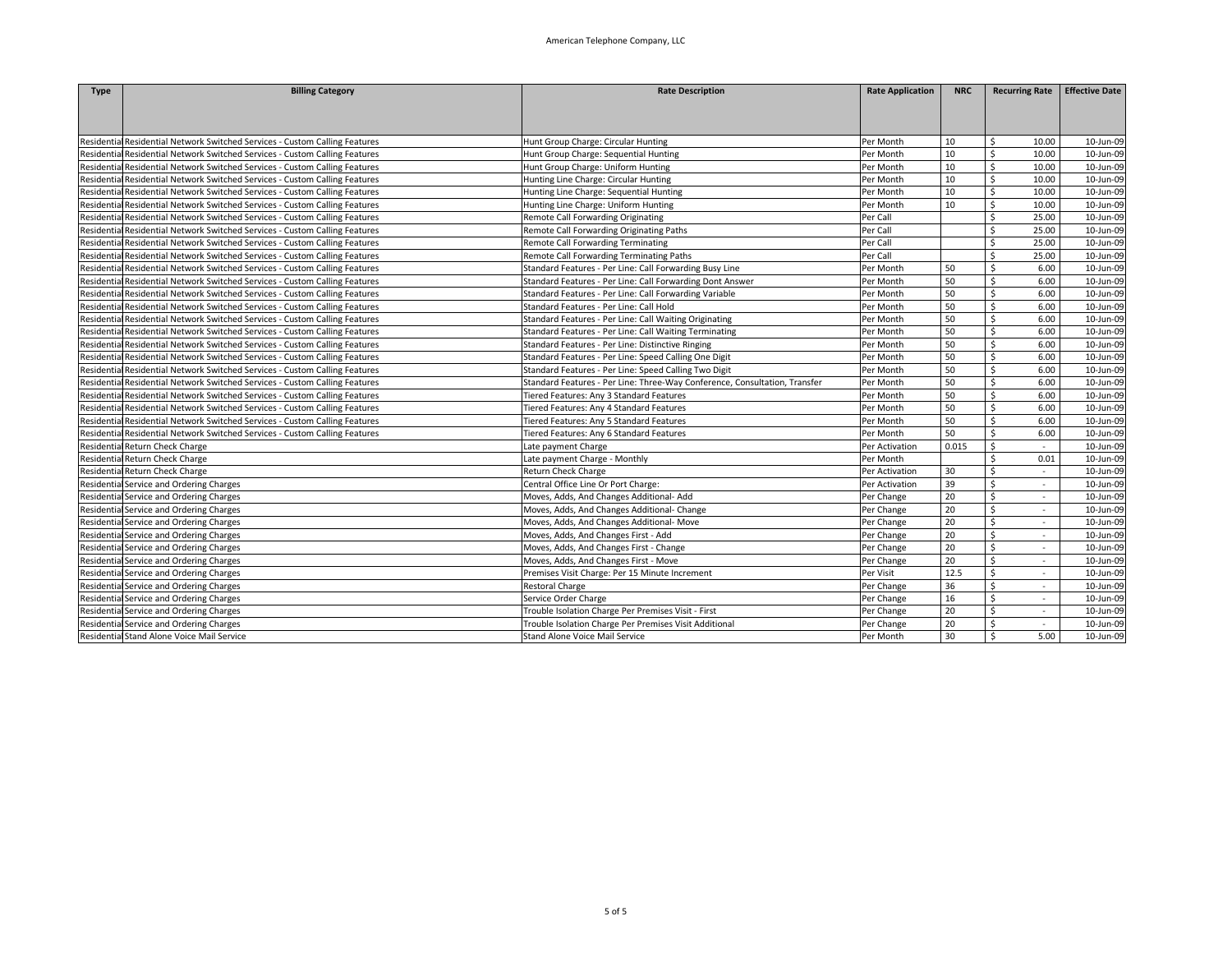| Type | Billing Category | Rate Description | Rate Application | NRC | Recurring Rate | Effective Date |
|---|---|---|---|---|---|---|
| Residential | Residential Network Switched Services - Custom Calling Features | Hunt Group Charge: Circular Hunting | Per Month | 10 | $ 10.00 | 10-Jun-09 |
| Residential | Residential Network Switched Services - Custom Calling Features | Hunt Group Charge: Sequential Hunting | Per Month | 10 | $ 10.00 | 10-Jun-09 |
| Residential | Residential Network Switched Services - Custom Calling Features | Hunt Group Charge: Uniform Hunting | Per Month | 10 | $ 10.00 | 10-Jun-09 |
| Residential | Residential Network Switched Services - Custom Calling Features | Hunting Line Charge: Circular Hunting | Per Month | 10 | $ 10.00 | 10-Jun-09 |
| Residential | Residential Network Switched Services - Custom Calling Features | Hunting Line Charge: Sequential Hunting | Per Month | 10 | $ 10.00 | 10-Jun-09 |
| Residential | Residential Network Switched Services - Custom Calling Features | Hunting Line Charge: Uniform Hunting | Per Month | 10 | $ 10.00 | 10-Jun-09 |
| Residential | Residential Network Switched Services - Custom Calling Features | Remote Call Forwarding Originating | Per Call | | $ 25.00 | 10-Jun-09 |
| Residential | Residential Network Switched Services - Custom Calling Features | Remote Call Forwarding Originating Paths | Per Call | | $ 25.00 | 10-Jun-09 |
| Residential | Residential Network Switched Services - Custom Calling Features | Remote Call Forwarding Terminating | Per Call | | $ 25.00 | 10-Jun-09 |
| Residential | Residential Network Switched Services - Custom Calling Features | Remote Call Forwarding Terminating Paths | Per Call | | $ 25.00 | 10-Jun-09 |
| Residential | Residential Network Switched Services - Custom Calling Features | Standard Features - Per Line: Call Forwarding Busy Line | Per Month | 50 | $ 6.00 | 10-Jun-09 |
| Residential | Residential Network Switched Services - Custom Calling Features | Standard Features - Per Line: Call Forwarding Dont Answer | Per Month | 50 | $ 6.00 | 10-Jun-09 |
| Residential | Residential Network Switched Services - Custom Calling Features | Standard Features - Per Line: Call Forwarding Variable | Per Month | 50 | $ 6.00 | 10-Jun-09 |
| Residential | Residential Network Switched Services - Custom Calling Features | Standard Features - Per Line: Call Hold | Per Month | 50 | $ 6.00 | 10-Jun-09 |
| Residential | Residential Network Switched Services - Custom Calling Features | Standard Features - Per Line: Call Waiting Originating | Per Month | 50 | $ 6.00 | 10-Jun-09 |
| Residential | Residential Network Switched Services - Custom Calling Features | Standard Features - Per Line: Call Waiting Terminating | Per Month | 50 | $ 6.00 | 10-Jun-09 |
| Residential | Residential Network Switched Services - Custom Calling Features | Standard Features - Per Line: Distinctive Ringing | Per Month | 50 | $ 6.00 | 10-Jun-09 |
| Residential | Residential Network Switched Services - Custom Calling Features | Standard Features - Per Line: Speed Calling One Digit | Per Month | 50 | $ 6.00 | 10-Jun-09 |
| Residential | Residential Network Switched Services - Custom Calling Features | Standard Features - Per Line: Speed Calling Two Digit | Per Month | 50 | $ 6.00 | 10-Jun-09 |
| Residential | Residential Network Switched Services - Custom Calling Features | Standard Features - Per Line: Three-Way Conference, Consultation, Transfer | Per Month | 50 | $ 6.00 | 10-Jun-09 |
| Residential | Residential Network Switched Services - Custom Calling Features | Tiered Features: Any 3 Standard Features | Per Month | 50 | $ 6.00 | 10-Jun-09 |
| Residential | Residential Network Switched Services - Custom Calling Features | Tiered Features: Any 4 Standard Features | Per Month | 50 | $ 6.00 | 10-Jun-09 |
| Residential | Residential Network Switched Services - Custom Calling Features | Tiered Features: Any 5 Standard Features | Per Month | 50 | $ 6.00 | 10-Jun-09 |
| Residential | Residential Network Switched Services - Custom Calling Features | Tiered Features: Any 6 Standard Features | Per Month | 50 | $ 6.00 | 10-Jun-09 |
| Residential | Return Check Charge | Late payment Charge | Per Activation | 0.015 | $ - | 10-Jun-09 |
| Residential | Return Check Charge | Late payment Charge - Monthly | Per Month | | $ 0.01 | 10-Jun-09 |
| Residential | Return Check Charge | Return Check Charge | Per Activation | 30 | $ - | 10-Jun-09 |
| Residential | Service and Ordering Charges | Central Office Line Or Port Charge: | Per Activation | 39 | $ - | 10-Jun-09 |
| Residential | Service and Ordering Charges | Moves, Adds, And Changes Additional- Add | Per Change | 20 | $ - | 10-Jun-09 |
| Residential | Service and Ordering Charges | Moves, Adds, And Changes Additional- Change | Per Change | 20 | $ - | 10-Jun-09 |
| Residential | Service and Ordering Charges | Moves, Adds, And Changes Additional- Move | Per Change | 20 | $ - | 10-Jun-09 |
| Residential | Service and Ordering Charges | Moves, Adds, And Changes First - Add | Per Change | 20 | $ - | 10-Jun-09 |
| Residential | Service and Ordering Charges | Moves, Adds, And Changes First - Change | Per Change | 20 | $ - | 10-Jun-09 |
| Residential | Service and Ordering Charges | Moves, Adds, And Changes First - Move | Per Change | 20 | $ - | 10-Jun-09 |
| Residential | Service and Ordering Charges | Premises Visit Charge: Per 15 Minute Increment | Per Visit | 12.5 | $ - | 10-Jun-09 |
| Residential | Service and Ordering Charges | Restoral Charge | Per Change | 36 | $ - | 10-Jun-09 |
| Residential | Service and Ordering Charges | Service Order Charge | Per Change | 16 | $ - | 10-Jun-09 |
| Residential | Service and Ordering Charges | Trouble Isolation Charge Per Premises Visit - First | Per Change | 20 | $ - | 10-Jun-09 |
| Residential | Service and Ordering Charges | Trouble Isolation Charge Per Premises Visit Additional | Per Change | 20 | $ - | 10-Jun-09 |
| Residential | Stand Alone Voice Mail Service | Stand Alone Voice Mail Service | Per Month | 30 | $ 5.00 | 10-Jun-09 |